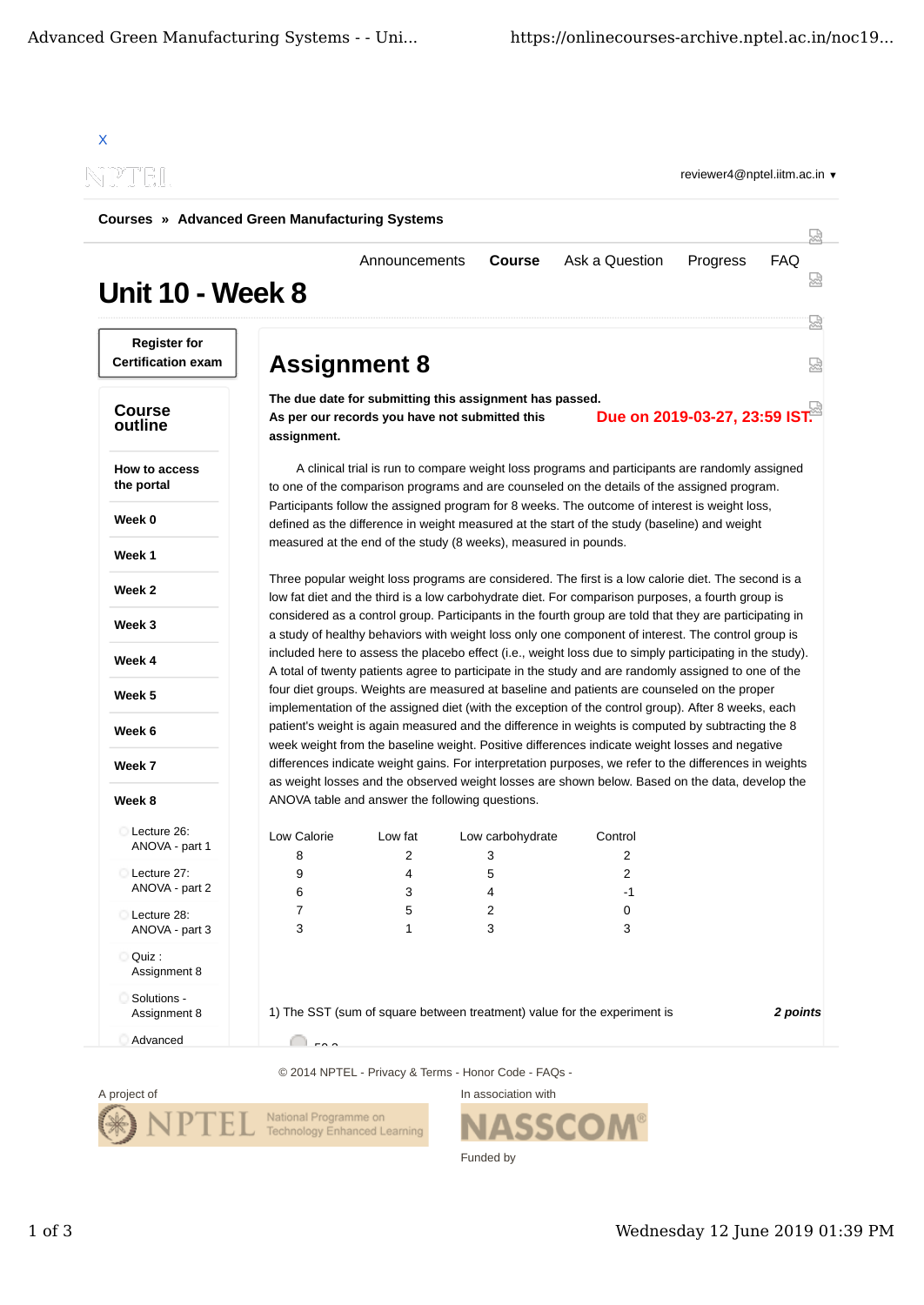X

reviewer4@nptel.iitm.ac.in ▾

**Courses » Advanced Green Manufacturing Systems**

Announcements **Course** Ask a Question Progress FAQ

# Unit 10 - Week 8

**Register for Certification exam**

**Course outline**

- **How to access the portal**
- **Week 0**
- **Week 1**
- **Week 2**
- **Week 3**
- **Week 4**
- **Week 5**
- **Week 6**
- **Week 7**
- **Week 8**
  - Lecture 26: ANOVA - part 1
  - Lecture 27: ANOVA - part 2
  - Lecture 28: ANOVA - part 3
  - Quiz : Assignment 8
  - Solutions - Assignment 8
  - Advanced

## Assignment 8

**The due date for submitting this assignment has passed.**
**As per our records you have not submitted this assignment.**

**Due on 2019-03-27, 23:59 IST.**

A clinical trial is run to compare weight loss programs and participants are randomly assigned to one of the comparison programs and are counseled on the details of the assigned program. Participants follow the assigned program for 8 weeks. The outcome of interest is weight loss, defined as the difference in weight measured at the start of the study (baseline) and weight measured at the end of the study (8 weeks), measured in pounds.

Three popular weight loss programs are considered. The first is a low calorie diet. The second is a low fat diet and the third is a low carbohydrate diet. For comparison purposes, a fourth group is considered as a control group. Participants in the fourth group are told that they are participating in a study of healthy behaviors with weight loss only one component of interest. The control group is included here to assess the placebo effect (i.e., weight loss due to simply participating in the study). A total of twenty patients agree to participate in the study and are randomly assigned to one of the four diet groups. Weights are measured at baseline and patients are counseled on the proper implementation of the assigned diet (with the exception of the control group). After 8 weeks, each patient's weight is again measured and the difference in weights is computed by subtracting the 8 week weight from the baseline weight. Positive differences indicate weight losses and negative differences indicate weight gains. For interpretation purposes, we refer to the differences in weights as weight losses and the observed weight losses are shown below. Based on the data, develop the ANOVA table and answer the following questions.

| Low Calorie | Low fat | Low carbohydrate | Control |
|---|---|---|---|
| 8 | 2 | 3 | 2 |
| 9 | 4 | 5 | 2 |
| 6 | 3 | 4 | -1 |
| 7 | 5 | 2 | 0 |
| 3 | 1 | 3 | 3 |

1) The SST (sum of square between treatment) value for the experiment is *__2 points__*

© 2014 NPTEL - Privacy & Terms - Honor Code - FAQs -

A project of — NPTEL National Programme on Technology Enhanced Learning

In association with — NASSCOM®

Funded by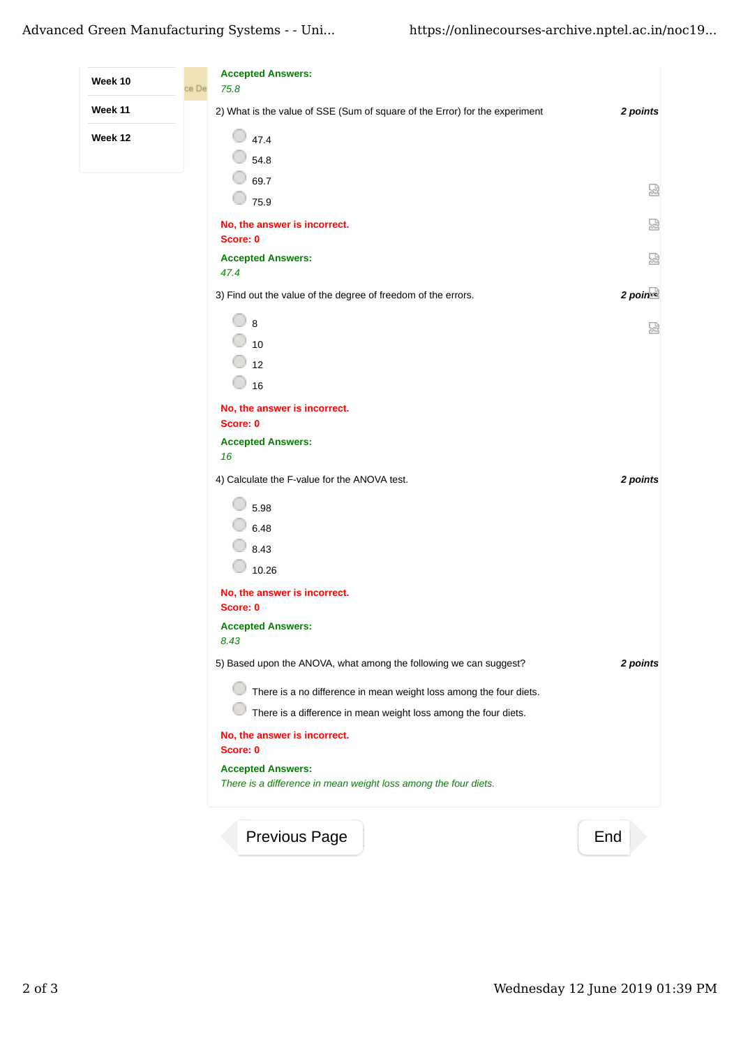- Week 10
- Week 11
- Week 12

**Accepted Answers:**
*75.8*

2) What is the value of SSE (Sum of square of the Error) for the experiment **2 points**

- 47.4
- 54.8
- 69.7
- 75.9

**No, the answer is incorrect.**
**Score: 0**

**Accepted Answers:**
*47.4*

3) Find out the value of the degree of freedom of the errors. **2 points**

- 8
- 10
- 12
- 16

**No, the answer is incorrect.**
**Score: 0**

**Accepted Answers:**
*16*

4) Calculate the F-value for the ANOVA test. **2 points**

- 5.98
- 6.48
- 8.43
- 10.26

**No, the answer is incorrect.**
**Score: 0**

**Accepted Answers:**
*8.43*

5) Based upon the ANOVA, what among the following we can suggest? **2 points**

- There is a no difference in mean weight loss among the four diets.
- There is a difference in mean weight loss among the four diets.

**No, the answer is incorrect.**
**Score: 0**

**Accepted Answers:**
*There is a difference in mean weight loss among the four diets.*

Previous Page | End